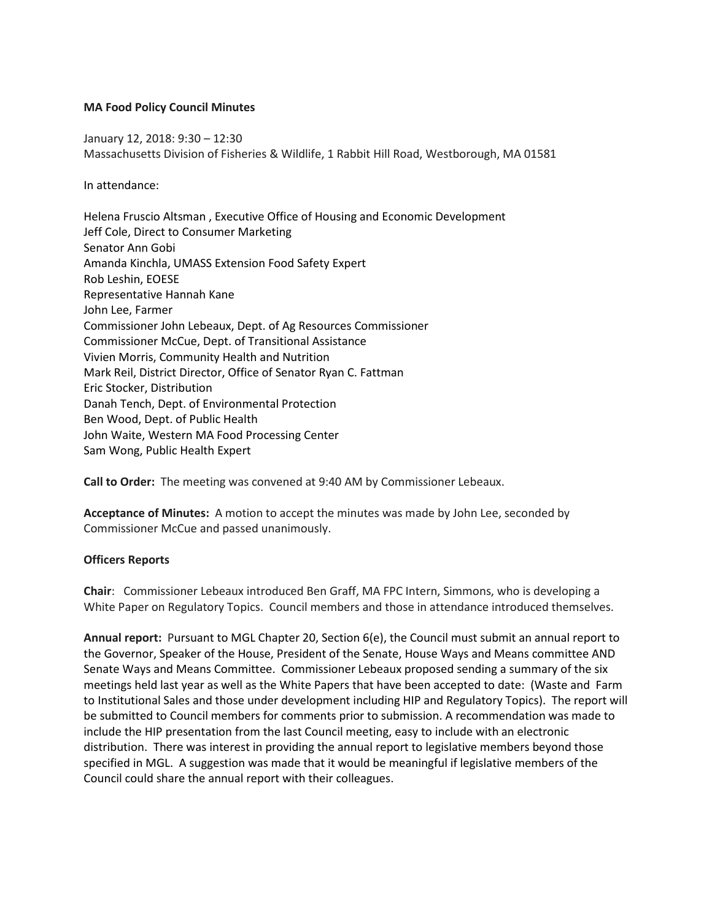**MA Food Policy Council Minutes**

January 12, 2018: 9:30 – 12:30
Massachusetts Division of Fisheries & Wildlife, 1 Rabbit Hill Road, Westborough, MA 01581

In attendance:

Helena Fruscio Altsman , Executive Office of Housing and Economic Development
Jeff Cole, Direct to Consumer Marketing
Senator Ann Gobi
Amanda Kinchla, UMASS Extension Food Safety Expert
Rob Leshin, EOESE
Representative Hannah Kane
John Lee, Farmer
Commissioner John Lebeaux, Dept. of Ag Resources Commissioner
Commissioner McCue, Dept. of Transitional Assistance
Vivien Morris, Community Health and Nutrition
Mark Reil, District Director, Office of Senator Ryan C. Fattman
Eric Stocker, Distribution
Danah Tench, Dept. of Environmental Protection
Ben Wood, Dept. of Public Health
John Waite, Western MA Food Processing Center
Sam Wong, Public Health Expert

**Call to Order:** The meeting was convened at 9:40 AM by Commissioner Lebeaux.

**Acceptance of Minutes:** A motion to accept the minutes was made by John Lee, seconded by Commissioner McCue and passed unanimously.

**Officers Reports**

**Chair**: Commissioner Lebeaux introduced Ben Graff, MA FPC Intern, Simmons, who is developing a White Paper on Regulatory Topics. Council members and those in attendance introduced themselves.

**Annual report:** Pursuant to MGL Chapter 20, Section 6(e), the Council must submit an annual report to the Governor, Speaker of the House, President of the Senate, House Ways and Means committee AND Senate Ways and Means Committee. Commissioner Lebeaux proposed sending a summary of the six meetings held last year as well as the White Papers that have been accepted to date: (Waste and Farm to Institutional Sales and those under development including HIP and Regulatory Topics). The report will be submitted to Council members for comments prior to submission. A recommendation was made to include the HIP presentation from the last Council meeting, easy to include with an electronic distribution. There was interest in providing the annual report to legislative members beyond those specified in MGL. A suggestion was made that it would be meaningful if legislative members of the Council could share the annual report with their colleagues.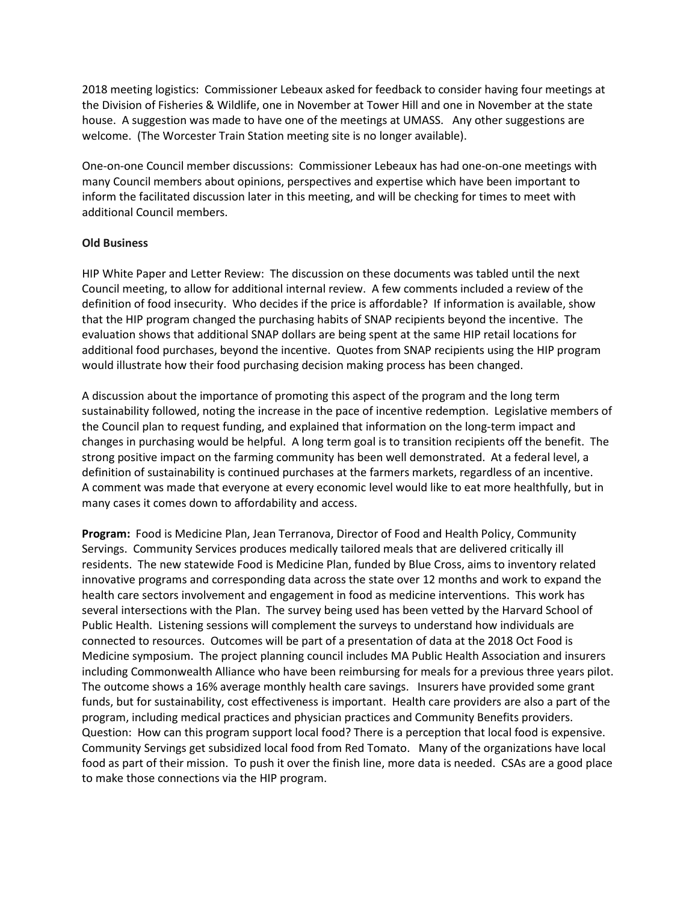2018 meeting logistics: Commissioner Lebeaux asked for feedback to consider having four meetings at the Division of Fisheries & Wildlife, one in November at Tower Hill and one in November at the state house. A suggestion was made to have one of the meetings at UMASS. Any other suggestions are welcome. (The Worcester Train Station meeting site is no longer available).

One-on-one Council member discussions: Commissioner Lebeaux has had one-on-one meetings with many Council members about opinions, perspectives and expertise which have been important to inform the facilitated discussion later in this meeting, and will be checking for times to meet with additional Council members.

**Old Business**

HIP White Paper and Letter Review: The discussion on these documents was tabled until the next Council meeting, to allow for additional internal review. A few comments included a review of the definition of food insecurity. Who decides if the price is affordable? If information is available, show that the HIP program changed the purchasing habits of SNAP recipients beyond the incentive. The evaluation shows that additional SNAP dollars are being spent at the same HIP retail locations for additional food purchases, beyond the incentive. Quotes from SNAP recipients using the HIP program would illustrate how their food purchasing decision making process has been changed.

A discussion about the importance of promoting this aspect of the program and the long term sustainability followed, noting the increase in the pace of incentive redemption. Legislative members of the Council plan to request funding, and explained that information on the long-term impact and changes in purchasing would be helpful. A long term goal is to transition recipients off the benefit. The strong positive impact on the farming community has been well demonstrated. At a federal level, a definition of sustainability is continued purchases at the farmers markets, regardless of an incentive. A comment was made that everyone at every economic level would like to eat more healthfully, but in many cases it comes down to affordability and access.

**Program:** Food is Medicine Plan, Jean Terranova, Director of Food and Health Policy, Community Servings. Community Services produces medically tailored meals that are delivered critically ill residents. The new statewide Food is Medicine Plan, funded by Blue Cross, aims to inventory related innovative programs and corresponding data across the state over 12 months and work to expand the health care sectors involvement and engagement in food as medicine interventions. This work has several intersections with the Plan. The survey being used has been vetted by the Harvard School of Public Health. Listening sessions will complement the surveys to understand how individuals are connected to resources. Outcomes will be part of a presentation of data at the 2018 Oct Food is Medicine symposium. The project planning council includes MA Public Health Association and insurers including Commonwealth Alliance who have been reimbursing for meals for a previous three years pilot. The outcome shows a 16% average monthly health care savings. Insurers have provided some grant funds, but for sustainability, cost effectiveness is important. Health care providers are also a part of the program, including medical practices and physician practices and Community Benefits providers. Question: How can this program support local food? There is a perception that local food is expensive. Community Servings get subsidized local food from Red Tomato. Many of the organizations have local food as part of their mission. To push it over the finish line, more data is needed. CSAs are a good place to make those connections via the HIP program.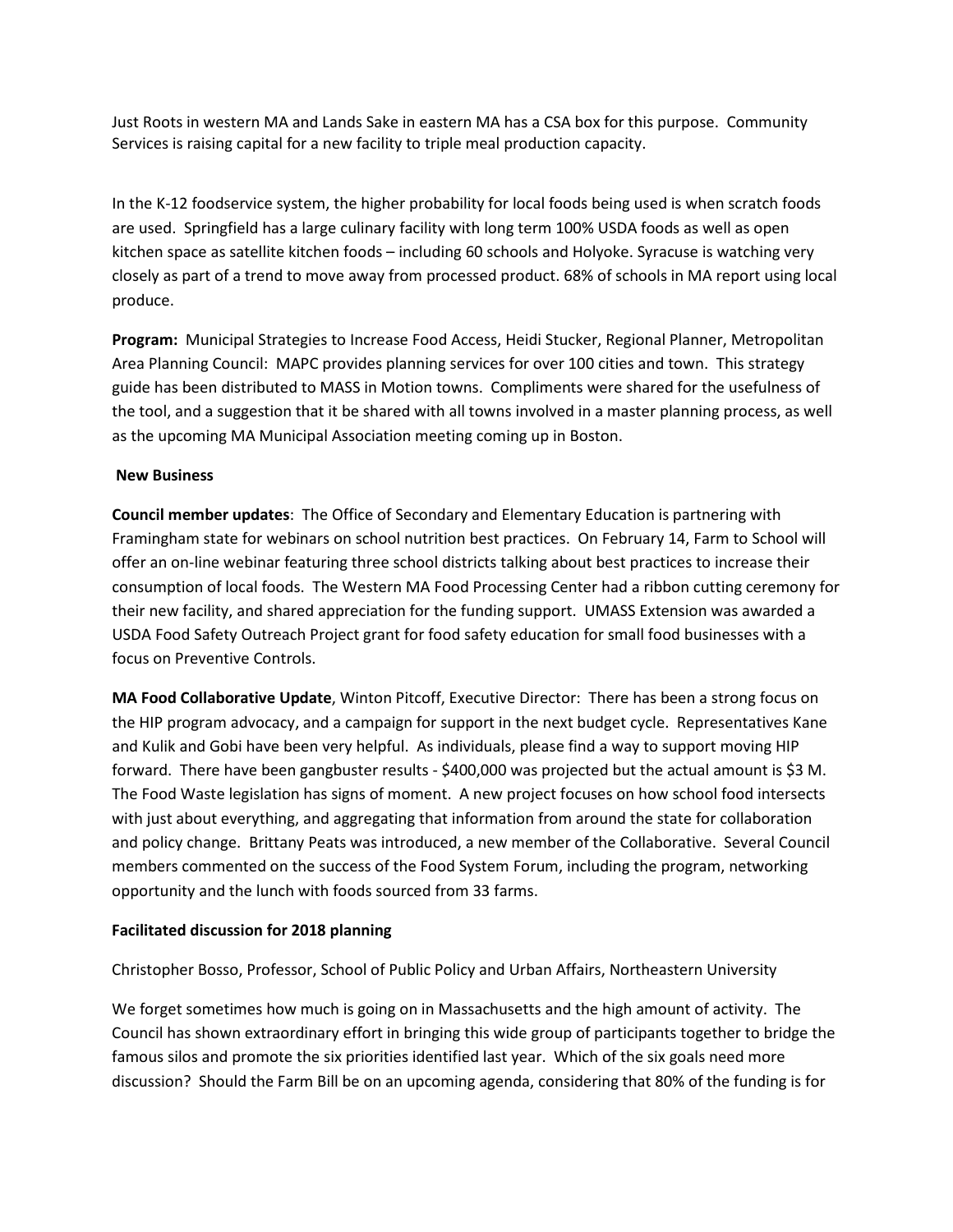Just Roots in western MA and Lands Sake in eastern MA has a CSA box for this purpose. Community Services is raising capital for a new facility to triple meal production capacity.

In the K-12 foodservice system, the higher probability for local foods being used is when scratch foods are used. Springfield has a large culinary facility with long term 100% USDA foods as well as open kitchen space as satellite kitchen foods – including 60 schools and Holyoke. Syracuse is watching very closely as part of a trend to move away from processed product. 68% of schools in MA report using local produce.

**Program:** Municipal Strategies to Increase Food Access, Heidi Stucker, Regional Planner, Metropolitan Area Planning Council: MAPC provides planning services for over 100 cities and town. This strategy guide has been distributed to MASS in Motion towns. Compliments were shared for the usefulness of the tool, and a suggestion that it be shared with all towns involved in a master planning process, as well as the upcoming MA Municipal Association meeting coming up in Boston.

**New Business**

**Council member updates**: The Office of Secondary and Elementary Education is partnering with Framingham state for webinars on school nutrition best practices. On February 14, Farm to School will offer an on-line webinar featuring three school districts talking about best practices to increase their consumption of local foods. The Western MA Food Processing Center had a ribbon cutting ceremony for their new facility, and shared appreciation for the funding support. UMASS Extension was awarded a USDA Food Safety Outreach Project grant for food safety education for small food businesses with a focus on Preventive Controls.

**MA Food Collaborative Update**, Winton Pitcoff, Executive Director: There has been a strong focus on the HIP program advocacy, and a campaign for support in the next budget cycle. Representatives Kane and Kulik and Gobi have been very helpful. As individuals, please find a way to support moving HIP forward. There have been gangbuster results - $400,000 was projected but the actual amount is $3 M. The Food Waste legislation has signs of moment. A new project focuses on how school food intersects with just about everything, and aggregating that information from around the state for collaboration and policy change. Brittany Peats was introduced, a new member of the Collaborative. Several Council members commented on the success of the Food System Forum, including the program, networking opportunity and the lunch with foods sourced from 33 farms.

**Facilitated discussion for 2018 planning**

Christopher Bosso, Professor, School of Public Policy and Urban Affairs, Northeastern University

We forget sometimes how much is going on in Massachusetts and the high amount of activity. The Council has shown extraordinary effort in bringing this wide group of participants together to bridge the famous silos and promote the six priorities identified last year. Which of the six goals need more discussion? Should the Farm Bill be on an upcoming agenda, considering that 80% of the funding is for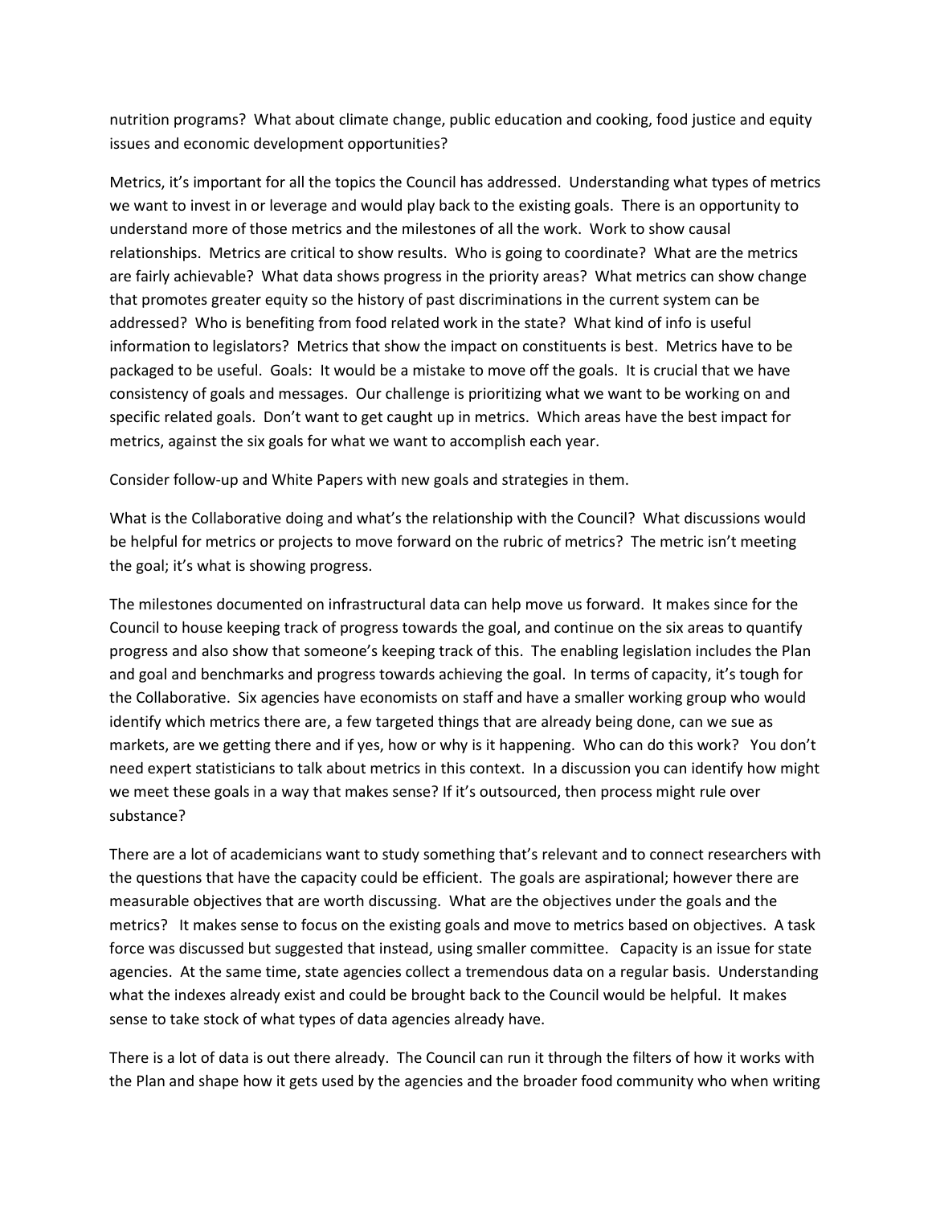nutrition programs? What about climate change, public education and cooking, food justice and equity issues and economic development opportunities?

Metrics, it's important for all the topics the Council has addressed. Understanding what types of metrics we want to invest in or leverage and would play back to the existing goals. There is an opportunity to understand more of those metrics and the milestones of all the work. Work to show causal relationships. Metrics are critical to show results. Who is going to coordinate? What are the metrics are fairly achievable? What data shows progress in the priority areas? What metrics can show change that promotes greater equity so the history of past discriminations in the current system can be addressed? Who is benefiting from food related work in the state? What kind of info is useful information to legislators? Metrics that show the impact on constituents is best. Metrics have to be packaged to be useful. Goals: It would be a mistake to move off the goals. It is crucial that we have consistency of goals and messages. Our challenge is prioritizing what we want to be working on and specific related goals. Don't want to get caught up in metrics. Which areas have the best impact for metrics, against the six goals for what we want to accomplish each year.

Consider follow-up and White Papers with new goals and strategies in them.

What is the Collaborative doing and what's the relationship with the Council? What discussions would be helpful for metrics or projects to move forward on the rubric of metrics? The metric isn't meeting the goal; it's what is showing progress.

The milestones documented on infrastructural data can help move us forward. It makes since for the Council to house keeping track of progress towards the goal, and continue on the six areas to quantify progress and also show that someone's keeping track of this. The enabling legislation includes the Plan and goal and benchmarks and progress towards achieving the goal. In terms of capacity, it's tough for the Collaborative. Six agencies have economists on staff and have a smaller working group who would identify which metrics there are, a few targeted things that are already being done, can we sue as markets, are we getting there and if yes, how or why is it happening. Who can do this work? You don't need expert statisticians to talk about metrics in this context. In a discussion you can identify how might we meet these goals in a way that makes sense? If it's outsourced, then process might rule over substance?

There are a lot of academicians want to study something that's relevant and to connect researchers with the questions that have the capacity could be efficient. The goals are aspirational; however there are measurable objectives that are worth discussing. What are the objectives under the goals and the metrics? It makes sense to focus on the existing goals and move to metrics based on objectives. A task force was discussed but suggested that instead, using smaller committee. Capacity is an issue for state agencies. At the same time, state agencies collect a tremendous data on a regular basis. Understanding what the indexes already exist and could be brought back to the Council would be helpful. It makes sense to take stock of what types of data agencies already have.

There is a lot of data is out there already. The Council can run it through the filters of how it works with the Plan and shape how it gets used by the agencies and the broader food community who when writing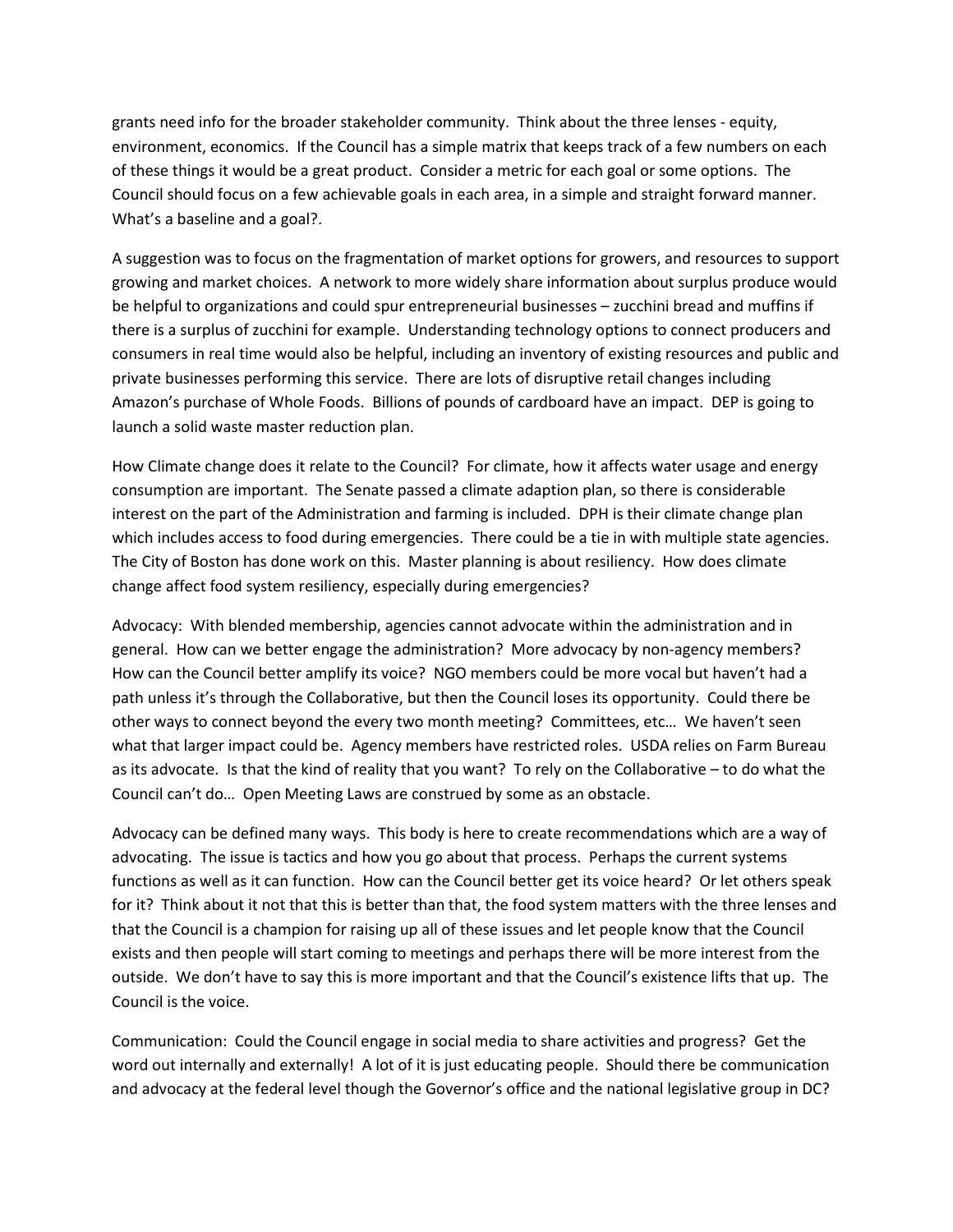grants need info for the broader stakeholder community. Think about the three lenses - equity, environment, economics. If the Council has a simple matrix that keeps track of a few numbers on each of these things it would be a great product. Consider a metric for each goal or some options. The Council should focus on a few achievable goals in each area, in a simple and straight forward manner. What's a baseline and a goal?.

A suggestion was to focus on the fragmentation of market options for growers, and resources to support growing and market choices. A network to more widely share information about surplus produce would be helpful to organizations and could spur entrepreneurial businesses – zucchini bread and muffins if there is a surplus of zucchini for example. Understanding technology options to connect producers and consumers in real time would also be helpful, including an inventory of existing resources and public and private businesses performing this service. There are lots of disruptive retail changes including Amazon's purchase of Whole Foods. Billions of pounds of cardboard have an impact. DEP is going to launch a solid waste master reduction plan.

How Climate change does it relate to the Council? For climate, how it affects water usage and energy consumption are important. The Senate passed a climate adaption plan, so there is considerable interest on the part of the Administration and farming is included. DPH is their climate change plan which includes access to food during emergencies. There could be a tie in with multiple state agencies. The City of Boston has done work on this. Master planning is about resiliency. How does climate change affect food system resiliency, especially during emergencies?

Advocacy: With blended membership, agencies cannot advocate within the administration and in general. How can we better engage the administration? More advocacy by non-agency members? How can the Council better amplify its voice? NGO members could be more vocal but haven't had a path unless it's through the Collaborative, but then the Council loses its opportunity. Could there be other ways to connect beyond the every two month meeting? Committees, etc… We haven't seen what that larger impact could be. Agency members have restricted roles. USDA relies on Farm Bureau as its advocate. Is that the kind of reality that you want? To rely on the Collaborative – to do what the Council can't do… Open Meeting Laws are construed by some as an obstacle.

Advocacy can be defined many ways. This body is here to create recommendations which are a way of advocating. The issue is tactics and how you go about that process. Perhaps the current systems functions as well as it can function. How can the Council better get its voice heard? Or let others speak for it? Think about it not that this is better than that, the food system matters with the three lenses and that the Council is a champion for raising up all of these issues and let people know that the Council exists and then people will start coming to meetings and perhaps there will be more interest from the outside. We don't have to say this is more important and that the Council's existence lifts that up. The Council is the voice.

Communication: Could the Council engage in social media to share activities and progress? Get the word out internally and externally! A lot of it is just educating people. Should there be communication and advocacy at the federal level though the Governor's office and the national legislative group in DC?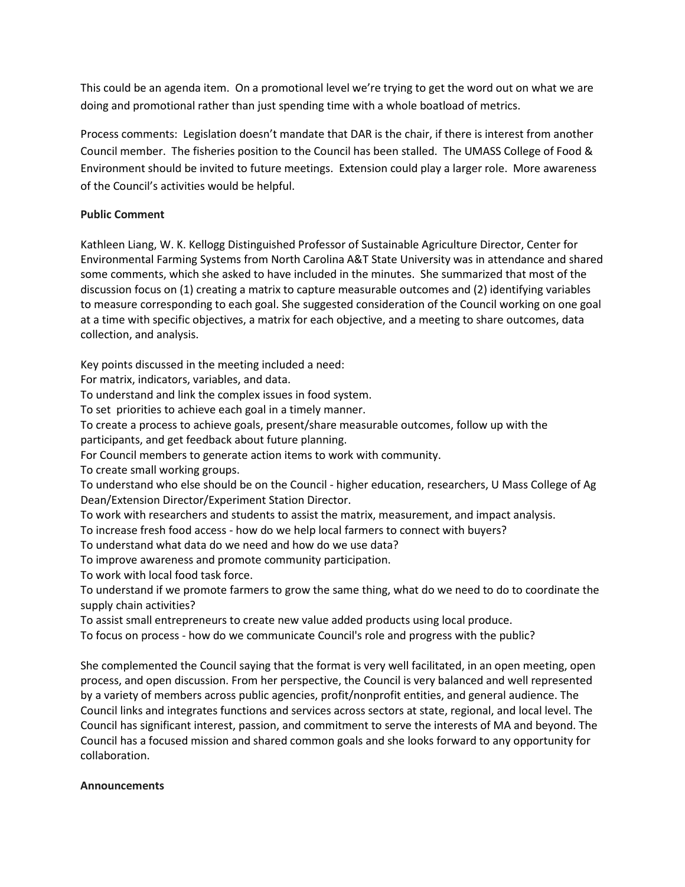This could be an agenda item. On a promotional level we're trying to get the word out on what we are doing and promotional rather than just spending time with a whole boatload of metrics.

Process comments: Legislation doesn't mandate that DAR is the chair, if there is interest from another Council member. The fisheries position to the Council has been stalled. The UMASS College of Food & Environment should be invited to future meetings. Extension could play a larger role. More awareness of the Council's activities would be helpful.

**Public Comment**

Kathleen Liang, W. K. Kellogg Distinguished Professor of Sustainable Agriculture Director, Center for Environmental Farming Systems from North Carolina A&T State University was in attendance and shared some comments, which she asked to have included in the minutes. She summarized that most of the discussion focus on (1) creating a matrix to capture measurable outcomes and (2) identifying variables to measure corresponding to each goal. She suggested consideration of the Council working on one goal at a time with specific objectives, a matrix for each objective, and a meeting to share outcomes, data collection, and analysis.

Key points discussed in the meeting included a need:
For matrix, indicators, variables, and data.
To understand and link the complex issues in food system.
To set priorities to achieve each goal in a timely manner.
To create a process to achieve goals, present/share measurable outcomes, follow up with the participants, and get feedback about future planning.
For Council members to generate action items to work with community.
To create small working groups.
To understand who else should be on the Council - higher education, researchers, U Mass College of Ag Dean/Extension Director/Experiment Station Director.
To work with researchers and students to assist the matrix, measurement, and impact analysis.
To increase fresh food access - how do we help local farmers to connect with buyers?
To understand what data do we need and how do we use data?
To improve awareness and promote community participation.
To work with local food task force.
To understand if we promote farmers to grow the same thing, what do we need to do to coordinate the supply chain activities?
To assist small entrepreneurs to create new value added products using local produce.
To focus on process - how do we communicate Council's role and progress with the public?

She complemented the Council saying that the format is very well facilitated, in an open meeting, open process, and open discussion. From her perspective, the Council is very balanced and well represented by a variety of members across public agencies, profit/nonprofit entities, and general audience. The Council links and integrates functions and services across sectors at state, regional, and local level. The Council has significant interest, passion, and commitment to serve the interests of MA and beyond. The Council has a focused mission and shared common goals and she looks forward to any opportunity for collaboration.

**Announcements**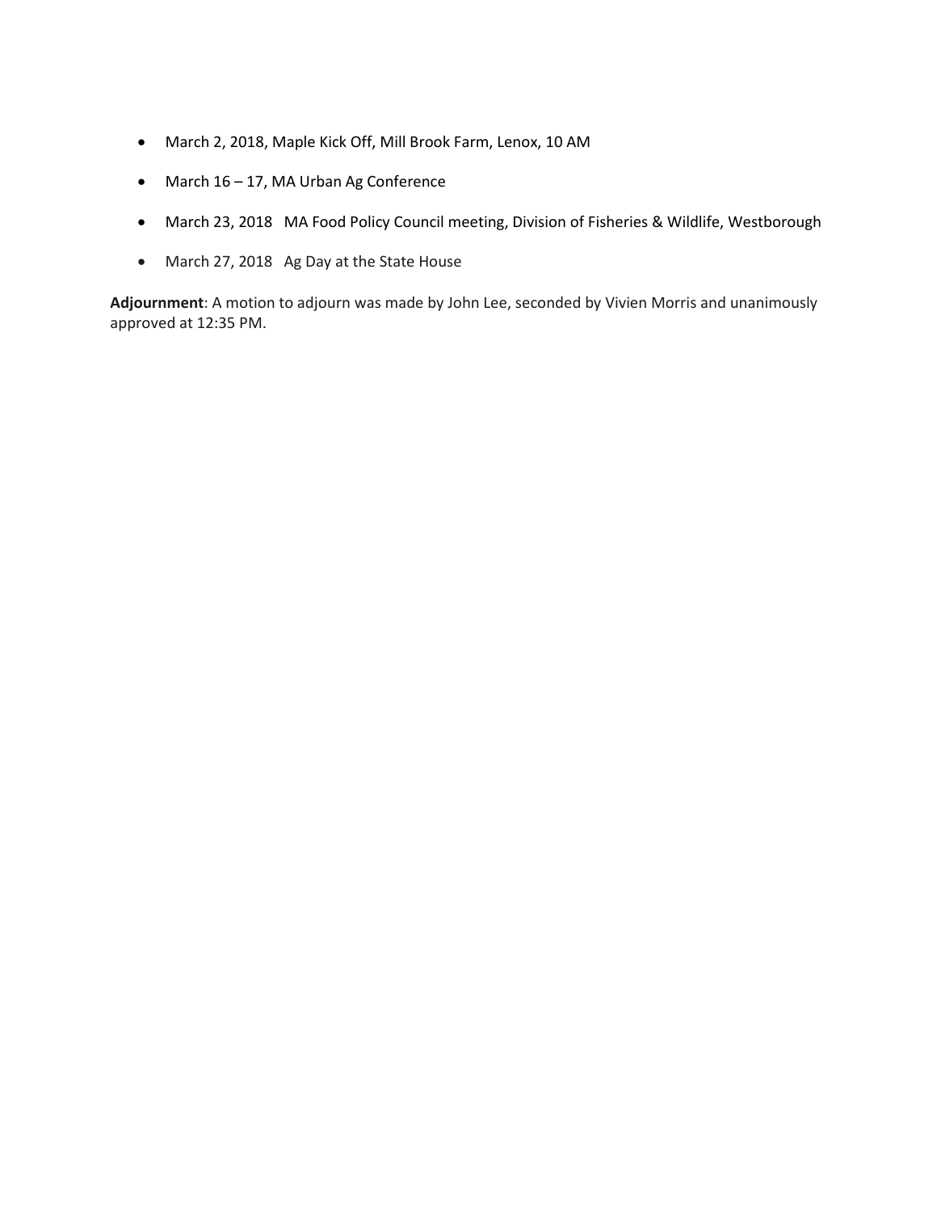- March 2, 2018, Maple Kick Off, Mill Brook Farm, Lenox, 10 AM
- March 16 – 17, MA Urban Ag Conference
- March 23, 2018 MA Food Policy Council meeting, Division of Fisheries & Wildlife, Westborough
- March 27, 2018 Ag Day at the State House

**Adjournment**: A motion to adjourn was made by John Lee, seconded by Vivien Morris and unanimously approved at 12:35 PM.